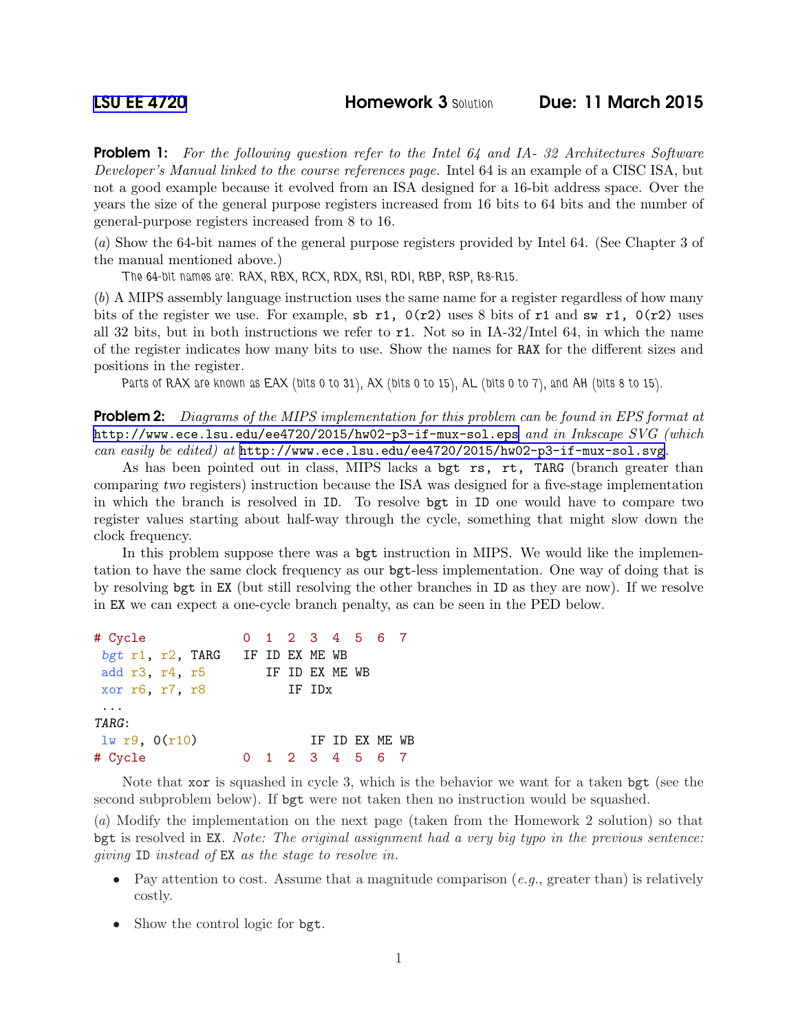[LSU EE 4720] **Homework 3** Solution **Due: 11 March 2015**

**Problem 1:** *For the following question refer to the Intel 64 and IA- 32 Architectures Software Developer's Manual linked to the course references page.* Intel 64 is an example of a CISC ISA, but not a good example because it evolved from an ISA designed for a 16-bit address space. Over the years the size of the general purpose registers increased from 16 bits to 64 bits and the number of general-purpose registers increased from 8 to 16.

(*a*) Show the 64-bit names of the general purpose registers provided by Intel 64. (See Chapter 3 of the manual mentioned above.)

The 64-bit names are: RAX, RBX, RCX, RDX, RSI, RDI, RBP, RSP, R8-R15.

(*b*) A MIPS assembly language instruction uses the same name for a register regardless of how many bits of the register we use. For example, `sb r1, 0(r2)` uses 8 bits of `r1` and `sw r1, 0(r2)` uses all 32 bits, but in both instructions we refer to `r1`. Not so in IA-32/Intel 64, in which the name of the register indicates how many bits to use. Show the names for `RAX` for the different sizes and positions in the register.

Parts of RAX are known as EAX (bits 0 to 31), AX (bits 0 to 15), AL (bits 0 to 7), and AH (bits 8 to 15).

**Problem 2:** *Diagrams of the MIPS implementation for this problem can be found in EPS format at* http://www.ece.lsu.edu/ee4720/2015/hw02-p3-if-mux-sol.eps *and in Inkscape SVG (which can easily be edited) at* http://www.ece.lsu.edu/ee4720/2015/hw02-p3-if-mux-sol.svg.

As has been pointed out in class, MIPS lacks a `bgt rs, rt, TARG` (branch greater than comparing *two* registers) instruction because the ISA was designed for a five-stage implementation in which the branch is resolved in `ID`. To resolve `bgt` in `ID` one would have to compare two register values starting about half-way through the cycle, something that might slow down the clock frequency.

In this problem suppose there was a `bgt` instruction in MIPS. We would like the implementation to have the same clock frequency as our `bgt`-less implementation. One way of doing that is by resolving `bgt` in `EX` (but still resolving the other branches in `ID` as they are now). If we resolve in `EX` we can expect a one-cycle branch penalty, as can be seen in the PED below.

```
# Cycle             0  1  2  3  4  5  6  7
 bgt r1, r2, TARG   IF ID EX ME WB
 add r3, r4, r5        IF ID EX ME WB
 xor r6, r7, r8           IF IDx
 ...
TARG:
 lw r9, 0(r10)               IF ID EX ME WB
# Cycle             0  1  2  3  4  5  6  7
```

Note that `xor` is squashed in cycle 3, which is the behavior we want for a taken `bgt` (see the second subproblem below). If `bgt` were not taken then no instruction would be squashed.

(*a*) Modify the implementation on the next page (taken from the Homework 2 solution) so that `bgt` is resolved in `EX`. *Note: The original assignment had a very big typo in the previous sentence: giving* `ID` *instead of* `EX` *as the stage to resolve in.*

- Pay attention to cost. Assume that a magnitude comparison (*e.g.*, greater than) is relatively costly.
- Show the control logic for `bgt`.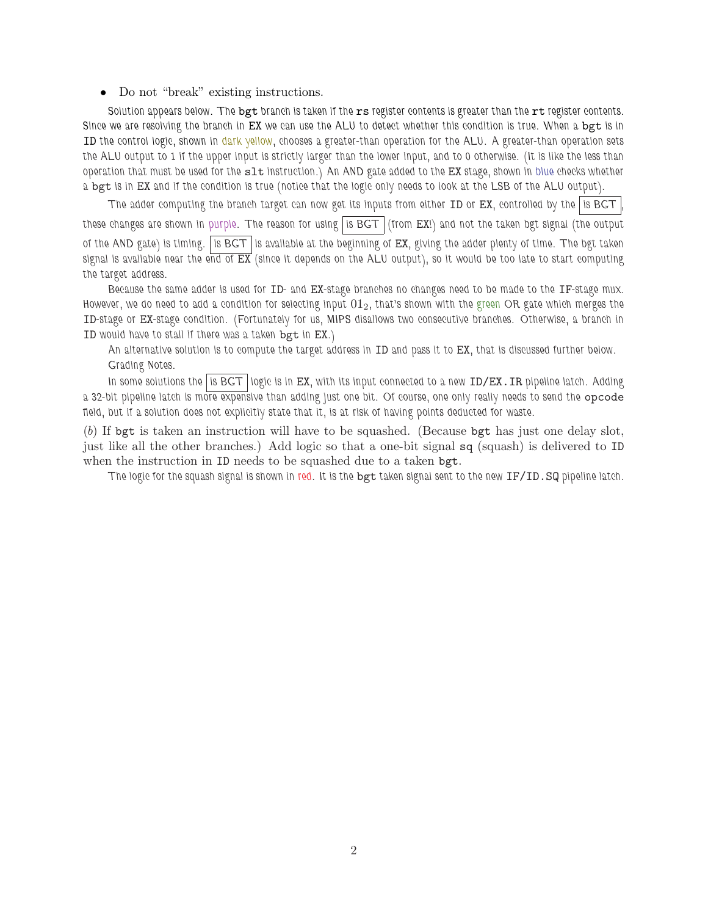- Do not "break" existing instructions.

Solution appears below. The `bgt` branch is taken if the `rs` register contents is greater than the `rt` register contents. Since we are resolving the branch in EX we can use the ALU to detect whether this condition is true. When a `bgt` is in ID the control logic, shown in dark yellow, chooses a greater-than operation for the ALU. A greater-than operation sets the ALU output to 1 if the upper input is strictly larger than the lower input, and to 0 otherwise. (It is like the less than operation that must be used for the `slt` instruction.) An AND gate added to the EX stage, shown in blue checks whether a `bgt` is in EX and if the condition is true (notice that the logic only needs to look at the LSB of the ALU output).

The adder computing the branch target can now get its inputs from either ID or EX, controlled by the [is BGT], these changes are shown in purple. The reason for using [is BGT] (from EX!) and not the taken bgt signal (the output of the AND gate) is timing. [is BGT] is available at the beginning of EX, giving the adder plenty of time. The bgt taken signal is available near the end of EX (since it depends on the ALU output), so it would be too late to start computing the target address.

Because the same adder is used for ID- and EX-stage branches no changes need to be made to the IF-stage mux. However, we do need to add a condition for selecting input $01_2$, that's shown with the green OR gate which merges the ID-stage or EX-stage condition. (Fortunately for us, MIPS disallows two consecutive branches. Otherwise, a branch in ID would have to stall if there was a taken `bgt` in EX.)

An alternative solution is to compute the target address in ID and pass it to EX, that is discussed further below.

Grading Notes.

In some solutions the [is BGT] logic is in EX, with its input connected to a new `ID/EX.IR` pipeline latch. Adding a 32-bit pipeline latch is more expensive than adding just one bit. Of course, one only really needs to send the `opcode` field, but if a solution does not explicitly state that it, is at risk of having points deducted for waste.

(*b*) If `bgt` is taken an instruction will have to be squashed. (Because `bgt` has just one delay slot, just like all the other branches.) Add logic so that a one-bit signal `sq` (squash) is delivered to ID when the instruction in ID needs to be squashed due to a taken `bgt`.

The logic for the squash signal is shown in red. It is the `bgt` taken signal sent to the new `IF/ID.SQ` pipeline latch.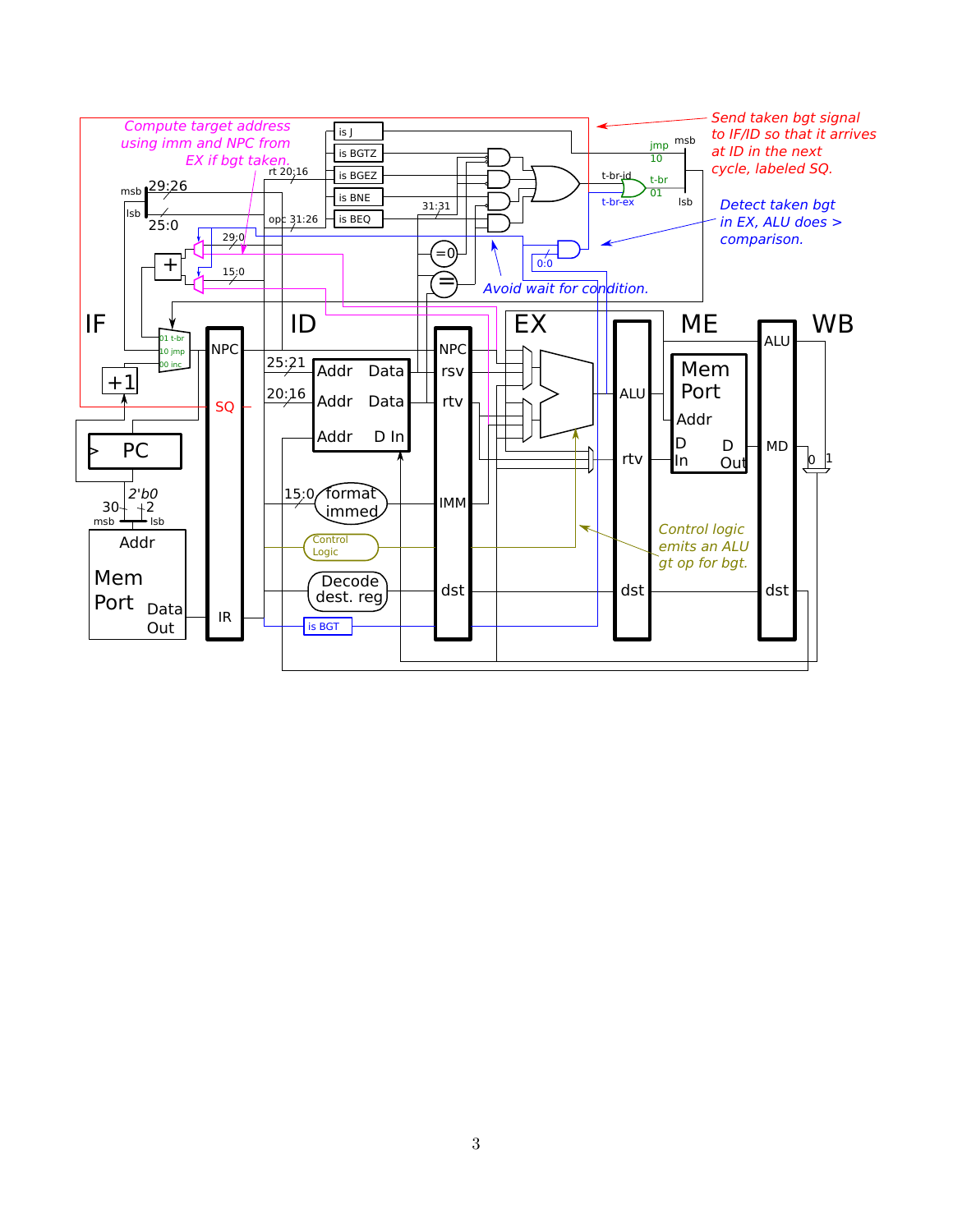*Compute target address using imm and NPC from EX if bgt taken.*

*Send taken bgt signal to IF/ID so that it arrives at ID in the next cycle, labeled SQ.*

*Detect taken bgt in EX, ALU does > comparison.*

*Avoid wait for condition.*

*Control logic emits an ALU gt op for bgt.*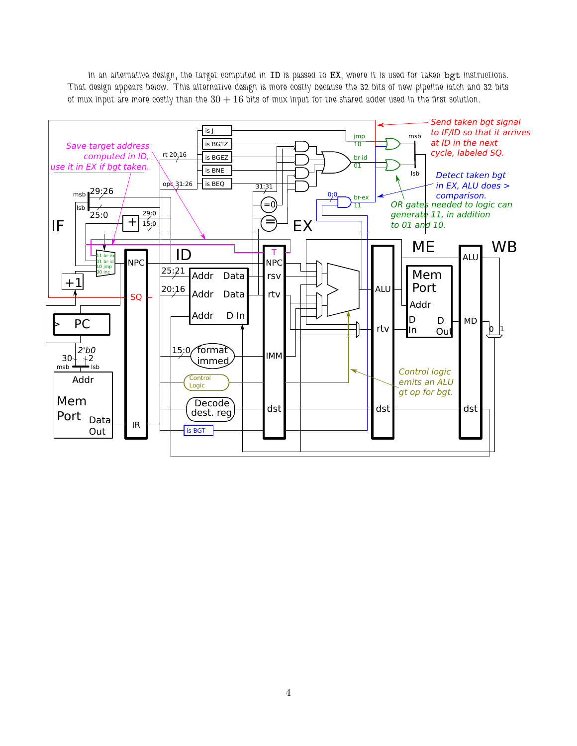In an alternative design, the target computed in ID is passed to EX, where it is used for taken `bgt` instructions. That design appears below. This alternative design is more costly because the 32 bits of new pipeline latch and 32 bits of mux input are more costly than the $30 + 16$ bits of mux input for the shared adder used in the first solution.

*Save target address computed in ID, use it in EX if bgt taken.*

*Send taken bgt signal to IF/ID so that it arrives at ID in the next cycle, labeled SQ.*

*Detect taken bgt in EX, ALU does > comparison.*

*OR gates needed to logic can generate 11, in addition to 01 and 10.*

*Control logic emits an ALU gt op for bgt.*

IF

ID

EX

ME

WB

is J

is BGTZ

is BGEZ

is BNE

is BEQ

is BGT

jmp 10

br-id 01

br-ex 11

msb

lsb

rt 20:16

opc 31:26

31:31

0:0

29:26

25:0

29:0

15:0

11 br-ex

01 br-id

10 jmp

00 inc

+1

PC

2'b0

30

2

Addr

Mem Port

Data Out

NPC

SQ

IR

25:21

20:16

Addr Data

Addr Data

Addr D In

15:0

format immed

Control Logic

Decode dest. reg

T

NPC

rsv

rtv

IMM

dst

=0

=

ALU

rtv

dst

Mem Port

Addr

D In

D Out

ALU

MD

dst

0 1